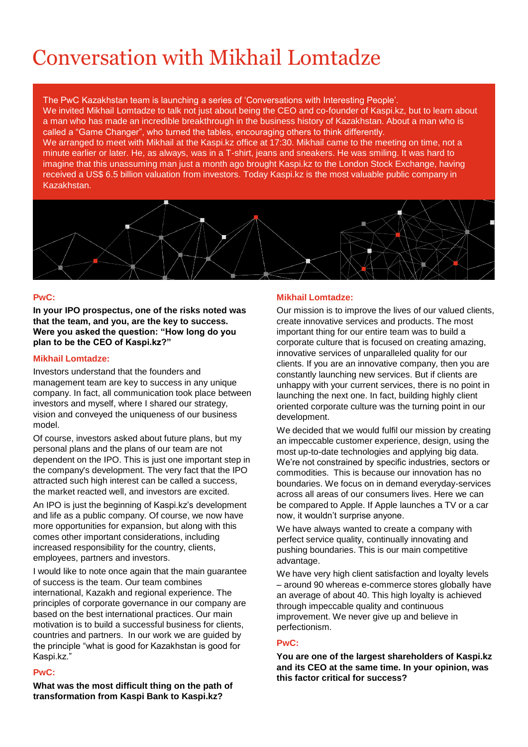# Conversation with Mikhail Lomtadze

The PwC Kazakhstan team is launching a series of 'Conversations with Interesting People'.
We invited Mikhail Lomtadze to talk not just about being the CEO and co-founder of Kaspi.kz, but to learn about a man who has made an incredible breakthrough in the business history of Kazakhstan. About a man who is called a "Game Changer", who turned the tables, encouraging others to think differently.
We arranged to meet with Mikhail at the Kaspi.kz office at 17:30. Mikhail came to the meeting on time, not a minute earlier or later. He, as always, was in a T-shirt, jeans and sneakers. He was smiling. It was hard to imagine that this unassuming man just a month ago brought Kaspi.kz to the London Stock Exchange, having received a US$ 6.5 billion valuation from investors. Today Kaspi.kz is the most valuable public company in Kazakhstan.

**PwC:**

**In your IPO prospectus, one of the risks noted was that the team, and you, are the key to success. Were you asked the question: "How long do you plan to be the CEO of Kaspi.kz?"**

**Mikhail Lomtadze:**

Investors understand that the founders and management team are key to success in any unique company. In fact, all communication took place between investors and myself, where I shared our strategy, vision and conveyed the uniqueness of our business model.

Of course, investors asked about future plans, but my personal plans and the plans of our team are not dependent on the IPO. This is just one important step in the company's development. The very fact that the IPO attracted such high interest can be called a success, the market reacted well, and investors are excited.

An IPO is just the beginning of Kaspi.kz's development and life as a public company. Of course, we now have more opportunities for expansion, but along with this comes other important considerations, including increased responsibility for the country, clients, employees, partners and investors.

I would like to note once again that the main guarantee of success is the team. Our team combines international, Kazakh and regional experience. The principles of corporate governance in our company are based on the best international practices. Our main motivation is to build a successful business for clients, countries and partners. In our work we are guided by the principle "what is good for Kazakhstan is good for Kaspi.kz."

**PwC:**

**What was the most difficult thing on the path of transformation from Kaspi Bank to Kaspi.kz?**

**Mikhail Lomtadze:**

Our mission is to improve the lives of our valued clients, create innovative services and products. The most important thing for our entire team was to build a corporate culture that is focused on creating amazing, innovative services of unparalleled quality for our clients. If you are an innovative company, then you are constantly launching new services. But if clients are unhappy with your current services, there is no point in launching the next one. In fact, building highly client oriented corporate culture was the turning point in our development.

We decided that we would fulfil our mission by creating an impeccable customer experience, design, using the most up-to-date technologies and applying big data. We're not constrained by specific industries, sectors or commodities. This is because our innovation has no boundaries. We focus on in demand everyday-services across all areas of our consumers lives. Here we can be compared to Apple. If Apple launches a TV or a car now, it wouldn't surprise anyone.

We have always wanted to create a company with perfect service quality, continually innovating and pushing boundaries. This is our main competitive advantage.

We have very high client satisfaction and loyalty levels – around 90 whereas e-commerce stores globally have an average of about 40. This high loyalty is achieved through impeccable quality and continuous improvement. We never give up and believe in perfectionism.

**PwC:**

**You are one of the largest shareholders of Kaspi.kz and its CEO at the same time. In your opinion, was this factor critical for success?**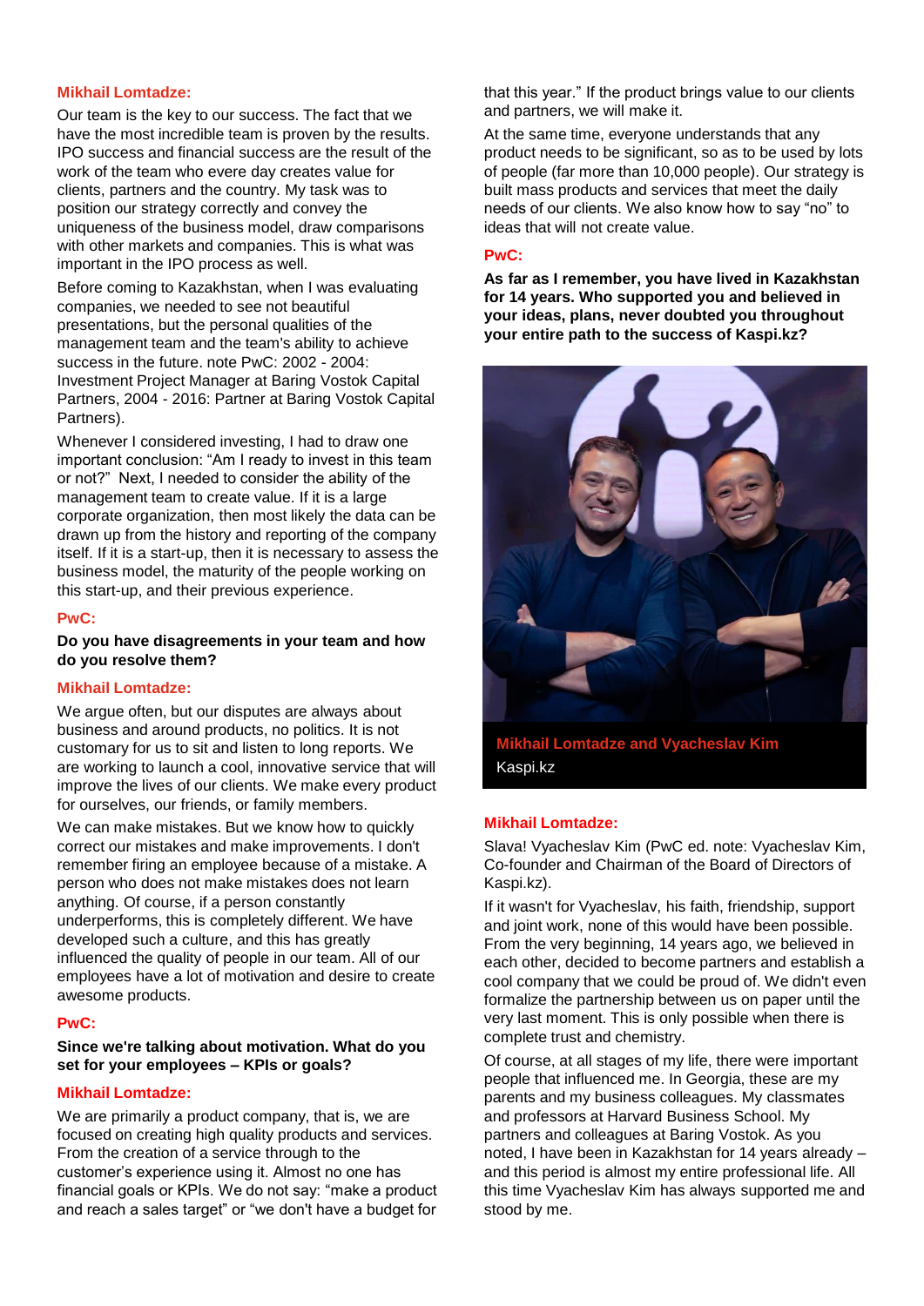**Mikhail Lomtadze:**

Our team is the key to our success. The fact that we have the most incredible team is proven by the results. IPO success and financial success are the result of the work of the team who evere day creates value for clients, partners and the country. My task was to position our strategy correctly and convey the uniqueness of the business model, draw comparisons with other markets and companies. This is what was important in the IPO process as well.

Before coming to Kazakhstan, when I was evaluating companies, we needed to see not beautiful presentations, but the personal qualities of the management team and the team's ability to achieve success in the future. note PwC: 2002 - 2004: Investment Project Manager at Baring Vostok Capital Partners, 2004 - 2016: Partner at Baring Vostok Capital Partners).

Whenever I considered investing, I had to draw one important conclusion: "Am I ready to invest in this team or not?" Next, I needed to consider the ability of the management team to create value. If it is a large corporate organization, then most likely the data can be drawn up from the history and reporting of the company itself. If it is a start-up, then it is necessary to assess the business model, the maturity of the people working on this start-up, and their previous experience.

**PwC:**

**Do you have disagreements in your team and how do you resolve them?**

**Mikhail Lomtadze:**

We argue often, but our disputes are always about business and around products, no politics. It is not customary for us to sit and listen to long reports. We are working to launch a cool, innovative service that will improve the lives of our clients. We make every product for ourselves, our friends, or family members.

We can make mistakes. But we know how to quickly correct our mistakes and make improvements. I don't remember firing an employee because of a mistake. A person who does not make mistakes does not learn anything. Of course, if a person constantly underperforms, this is completely different. We have developed such a culture, and this has greatly influenced the quality of people in our team. All of our employees have a lot of motivation and desire to create awesome products.

**PwC:**

**Since we're talking about motivation. What do you set for your employees – KPIs or goals?**

**Mikhail Lomtadze:**

We are primarily a product company, that is, we are focused on creating high quality products and services. From the creation of a service through to the customer's experience using it. Almost no one has financial goals or KPIs. We do not say: "make a product and reach a sales target" or "we don't have a budget for that this year." If the product brings value to our clients and partners, we will make it.

At the same time, everyone understands that any product needs to be significant, so as to be used by lots of people (far more than 10,000 people). Our strategy is built mass products and services that meet the daily needs of our clients. We also know how to say "no" to ideas that will not create value.

**PwC:**

**As far as I remember, you have lived in Kazakhstan for 14 years. Who supported you and believed in your ideas, plans, never doubted you throughout your entire path to the success of Kaspi.kz?**

**Mikhail Lomtadze and Vyacheslav Kim**
Kaspi.kz

**Mikhail Lomtadze:**

Slava! Vyacheslav Kim (PwC ed. note: Vyacheslav Kim, Co-founder and Chairman of the Board of Directors of Kaspi.kz).

If it wasn't for Vyacheslav, his faith, friendship, support and joint work, none of this would have been possible. From the very beginning, 14 years ago, we believed in each other, decided to become partners and establish a cool company that we could be proud of. We didn't even formalize the partnership between us on paper until the very last moment. This is only possible when there is complete trust and chemistry.

Of course, at all stages of my life, there were important people that influenced me. In Georgia, these are my parents and my business colleagues. My classmates and professors at Harvard Business School. My partners and colleagues at Baring Vostok. As you noted, I have been in Kazakhstan for 14 years already – and this period is almost my entire professional life. All this time Vyacheslav Kim has always supported me and stood by me.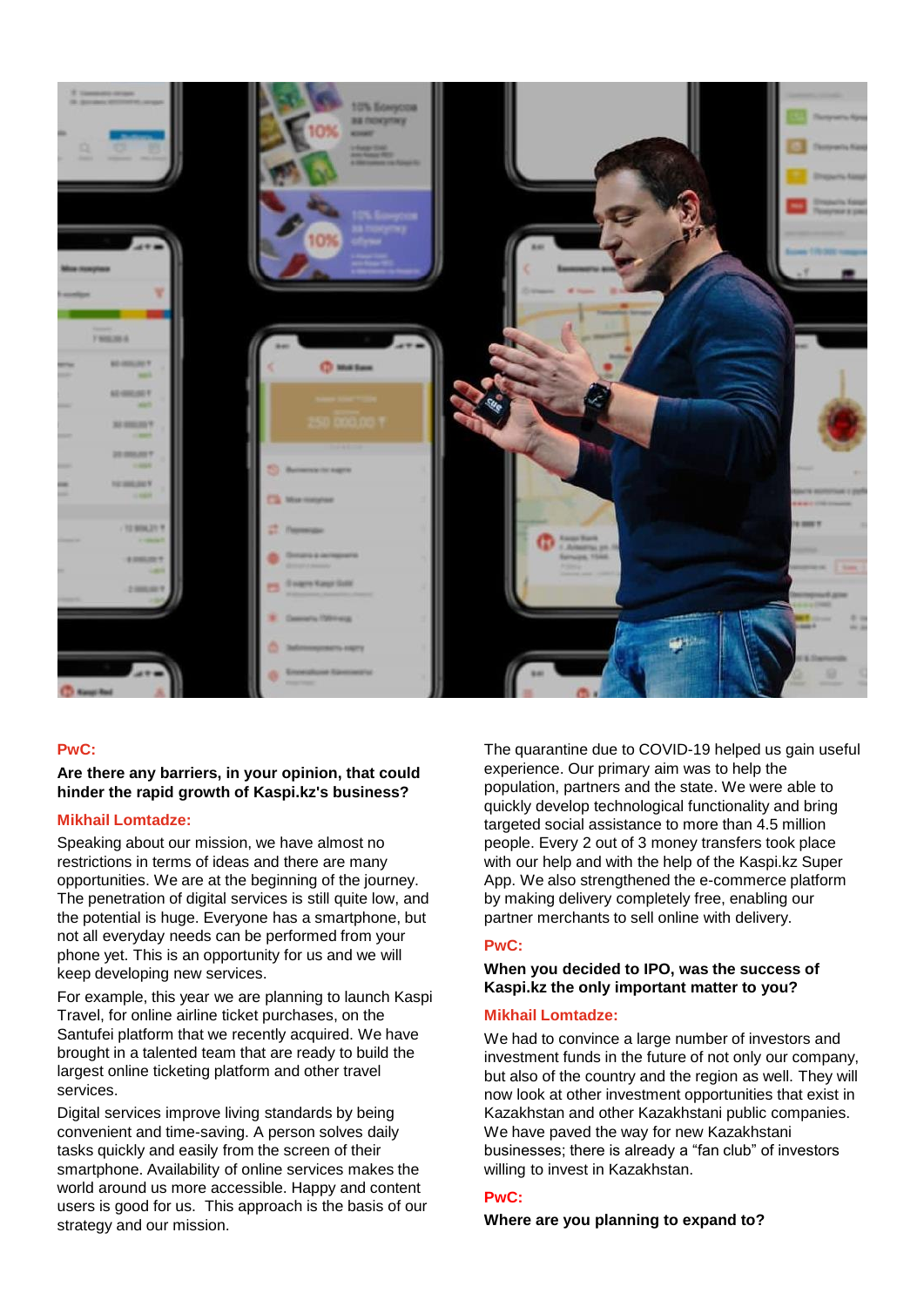**PwC:**

**Are there any barriers, in your opinion, that could hinder the rapid growth of Kaspi.kz's business?**

**Mikhail Lomtadze:**

Speaking about our mission, we have almost no restrictions in terms of ideas and there are many opportunities. We are at the beginning of the journey. The penetration of digital services is still quite low, and the potential is huge. Everyone has a smartphone, but not all everyday needs can be performed from your phone yet. This is an opportunity for us and we will keep developing new services.

For example, this year we are planning to launch Kaspi Travel, for online airline ticket purchases, on the Santufei platform that we recently acquired. We have brought in a talented team that are ready to build the largest online ticketing platform and other travel services.

Digital services improve living standards by being convenient and time-saving. A person solves daily tasks quickly and easily from the screen of their smartphone. Availability of online services makes the world around us more accessible. Happy and content users is good for us. This approach is the basis of our strategy and our mission.

The quarantine due to COVID-19 helped us gain useful experience. Our primary aim was to help the population, partners and the state. We were able to quickly develop technological functionality and bring targeted social assistance to more than 4.5 million people. Every 2 out of 3 money transfers took place with our help and with the help of the Kaspi.kz Super App. We also strengthened the e-commerce platform by making delivery completely free, enabling our partner merchants to sell online with delivery.

**PwC:**

**When you decided to IPO, was the success of Kaspi.kz the only important matter to you?**

**Mikhail Lomtadze:**

We had to convince a large number of investors and investment funds in the future of not only our company, but also of the country and the region as well. They will now look at other investment opportunities that exist in Kazakhstan and other Kazakhstani public companies. We have paved the way for new Kazakhstani businesses; there is already a “fan club” of investors willing to invest in Kazakhstan.

**PwC:**

**Where are you planning to expand to?**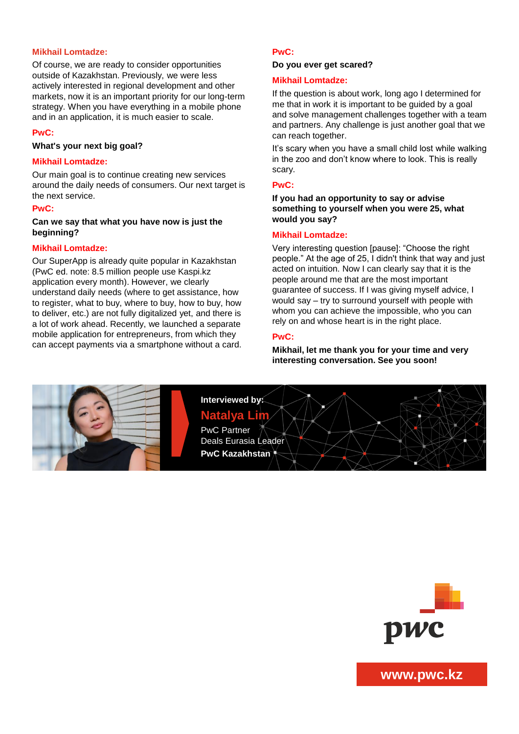**Mikhail Lomtadze:**

Of course, we are ready to consider opportunities outside of Kazakhstan. Previously, we were less actively interested in regional development and other markets, now it is an important priority for our long-term strategy. When you have everything in a mobile phone and in an application, it is much easier to scale.

**PwC:**

**What's your next big goal?**

**Mikhail Lomtadze:**

Our main goal is to continue creating new services around the daily needs of consumers. Our next target is the next service.

**PwC:**

**Can we say that what you have now is just the beginning?**

**Mikhail Lomtadze:**

Our SuperApp is already quite popular in Kazakhstan (PwC ed. note: 8.5 million people use Kaspi.kz application every month). However, we clearly understand daily needs (where to get assistance, how to register, what to buy, where to buy, how to buy, how to deliver, etc.) are not fully digitalized yet, and there is a lot of work ahead. Recently, we launched a separate mobile application for entrepreneurs, from which they can accept payments via a smartphone without a card.

**PwC:**

**Do you ever get scared?**

**Mikhail Lomtadze:**

If the question is about work, long ago I determined for me that in work it is important to be guided by a goal and solve management challenges together with a team and partners. Any challenge is just another goal that we can reach together.

It's scary when you have a small child lost while walking in the zoo and don't know where to look. This is really scary.

**PwC:**

**If you had an opportunity to say or advise something to yourself when you were 25, what would you say?**

**Mikhail Lomtadze:**

Very interesting question [pause]: "Choose the right people." At the age of 25, I didn't think that way and just acted on intuition. Now I can clearly say that it is the people around me that are the most important guarantee of success. If I was giving myself advice, I would say – try to surround yourself with people with whom you can achieve the impossible, who you can rely on and whose heart is in the right place.

**PwC:**

**Mikhail, let me thank you for your time and very interesting conversation. See you soon!**

**Interviewed by:**

**Natalya Lim**

PwC Partner

Deals Eurasia Leader

**PwC Kazakhstan**

pwc

**www.pwc.kz**